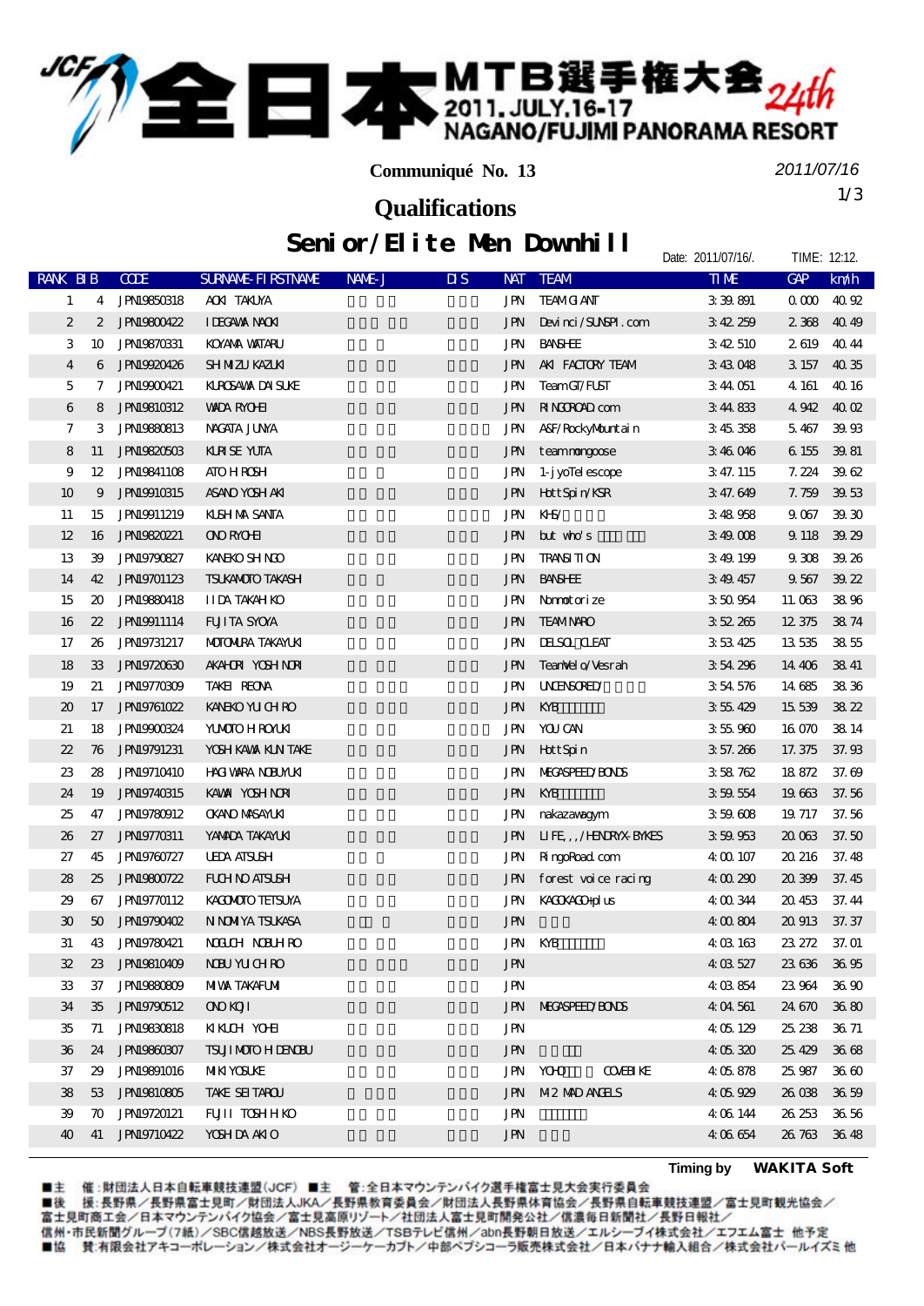# JCF 全日本MTB選手権大会 24th

2011.JULY.16-17
NAGANO/FUJIMI PANORAMA RESORT

**Communiqué No. 13**

*2011/07/16*

## Qualifications

## Senior/Elite Men Downhill

Date: 2011/07/16/. TIME: 12:12.

| RANK | BIB | CODE | SURNAME-FIRSTNAME | NAME-J | DIS | NAT | TEAM | TIME | GAP | km/h |
|---|---|---|---|---|---|---|---|---|---|---|
| 1 | 4 | JPN19850318 | AOKI TAKUYA | | | JPN | TEAM GIANT | 3:39.891 | 0.000 | 40.92 |
| 2 | 2 | JPN19800422 | IDEGAWA NAOKI | | | JPN | Devinci/SUNSPI.com | 3:42.259 | 2.368 | 40.49 |
| 3 | 10 | JPN19870331 | KOYAMA WATARU | | | JPN | BANSHEE | 3:42.510 | 2.619 | 40.44 |
| 4 | 6 | JPN19920426 | SHIMIZU KAZUKI | | | JPN | AKI FACTORY TEAM | 3:43.048 | 3.157 | 40.35 |
| 5 | 7 | JPN19900421 | KUROSAWA DAISUKE | | | JPN | Team GT/FUST | 3:44.051 | 4.161 | 40.16 |
| 6 | 8 | JPN19810312 | WADA RYOHEI | | | JPN | RINGOROAD.com | 3:44.833 | 4.942 | 40.02 |
| 7 | 3 | JPN19880813 | NAGATA JUNYA | | | JPN | A&F/RockyMountain | 3:45.358 | 5.467 | 39.93 |
| 8 | 11 | JPN19820503 | KURISE YUTA | | | JPN | teammongoose | 3:46.046 | 6.155 | 39.81 |
| 9 | 12 | JPN19841108 | ATOHI ROSHI | | | JPN | 1-jyoTelescope | 3:47.115 | 7.224 | 39.62 |
| 10 | 9 | JPN19910315 | ASANO YOSHIAKI | | | JPN | HottSpin/KSR | 3:47.649 | 7.759 | 39.53 |
| 11 | 15 | JPN19911219 | KUSHIMA SANTA | | | JPN | KHS/ | 3:48.958 | 9.067 | 39.30 |
| 12 | 16 | JPN19820221 | ONO RYOHEI | | | JPN | but who's | 3:49.008 | 9.118 | 39.29 |
| 13 | 39 | JPN19790827 | KANEKO SHINGO | | | JPN | TRANSITION | 3:49.199 | 9.308 | 39.26 |
| 14 | 42 | JPN19701123 | TSUKAMOTO TAKASHI | | | JPN | BANSHEE | 3:49.457 | 9.567 | 39.22 |
| 15 | 20 | JPN19880418 | IIDA TAKAHIKO | | | JPN | Nomotorize | 3:50.954 | 11.063 | 38.96 |
| 16 | 22 | JPN19911114 | FUJITA SYOYA | | | JPN | TEAM NARO | 3:52.265 | 12.375 | 38.74 |
| 17 | 26 | JPN19731217 | MOTOMURA TAKAYUKI | | | JPN | DELSOL CLEAT | 3:53.425 | 13.535 | 38.55 |
| 18 | 33 | JPN19720630 | AKAHORI YOSHINORI | | | JPN | TeamVelo/Vesrah | 3:54.296 | 14.406 | 38.41 |
| 19 | 21 | JPN19770309 | TAKEI REONA | | | JPN | UNCENSORED/ | 3:54.576 | 14.685 | 38.36 |
| 20 | 17 | JPN19761022 | KANEKO YUICHIRO | | | JPN | KYB | 3:55.429 | 15.539 | 38.22 |
| 21 | 18 | JPN19900324 | YUMOTO HIROYUKI | | | JPN | YOU CAN | 3:55.960 | 16.070 | 38.14 |
| 22 | 76 | JPN19791231 | YOSHIKAWA KUNITAKE | | | JPN | HottSpin | 3:57.266 | 17.375 | 37.93 |
| 23 | 28 | JPN19710410 | HAGIWARA NOBUYUKI | | | JPN | MEGASPEED/BONDS | 3:58.762 | 18.872 | 37.69 |
| 24 | 19 | JPN19740315 | KAWAI YOSHINORI | | | JPN | KYB | 3:59.554 | 19.663 | 37.56 |
| 25 | 47 | JPN19780912 | OKANO MASAYUKI | | | JPN | nakazawagym | 3:59.608 | 19.717 | 37.56 |
| 26 | 27 | JPN19770311 | YAMADA TAKAYUKI | | | JPN | LIFE,,,/HENDRYX-BYKES | 3:59.953 | 20.063 | 37.50 |
| 27 | 45 | JPN19760727 | UEDA ATSUSHI | | | JPN | RingoRoad.com | 4:00.107 | 20.216 | 37.48 |
| 28 | 25 | JPN19800722 | FUCHINO ATSUSHI | | | JPN | forest voice racing | 4:00.290 | 20.399 | 37.45 |
| 29 | 67 | JPN19770112 | KAGOMOTO TETSUYA | | | JPN | KAGOKAGO+plus | 4:00.344 | 20.453 | 37.44 |
| 30 | 50 | JPN19790402 | NINOMIYA TSUKASA | | | JPN | | 4:00.804 | 20.913 | 37.37 |
| 31 | 43 | JPN19780421 | NOGUCHI NOBUHIRO | | | JPN | KYB | 4:03.163 | 23.272 | 37.01 |
| 32 | 23 | JPN19810409 | NOBU YUICHIRO | | | JPN | | 4:03.527 | 23.636 | 36.95 |
| 33 | 37 | JPN19880809 | MIWA TAKAFUMI | | | JPN | | 4:03.854 | 23.964 | 36.90 |
| 34 | 35 | JPN19790512 | ONO KOJI | | | JPN | MEGASPEED/BONDS | 4:04.561 | 24.670 | 36.80 |
| 35 | 71 | JPN19830818 | KIKUCHI YOHEI | | | JPN | | 4:05.129 | 25.238 | 36.71 |
| 36 | 24 | JPN19860307 | TSUJIMOTO HIDENOBU | | | JPN | | 4:05.320 | 25.429 | 36.68 |
| 37 | 29 | JPN19891016 | MIKI YOSUKE | | | JPN | YOHO COVEBIKE | 4:05.878 | 25.987 | 36.60 |
| 38 | 53 | JPN19810805 | TAKE SEITAROU | | | JPN | M2 MAD ANGELS | 4:05.929 | 26.038 | 36.59 |
| 39 | 70 | JPN19720121 | FUJII TOSHIHIKO | | | JPN | | 4:06.144 | 26.253 | 36.56 |
| 40 | 41 | JPN19710422 | YOSHIDA AKIO | | | JPN | | 4:06.654 | 26.763 | 36.48 |

Timing by **WAKITA Soft**

■主　催:財団法人日本自転車競技連盟(JCF) ■主　管:全日本マウンテンバイク選手権富士見大会実行委員会
■後　援:長野県/長野県富士見町/財団法人JKA/長野県教育委員会/財団法人長野県体育協会/長野県自転車競技連盟/富士見町観光協会/
富士見町商工会/日本マウンテンバイク協会/富士見高原リゾート/社団法人富士見町開発公社/信濃毎日新聞社/長野日報社/
信州・市民新聞グループ(7紙)/SBC信越放送/NBS長野放送/TSBテレビ信州/abn長野朝日放送/エルシーブイ株式会社/エフエム富士 他予定
■協　賛:有限会社アキコーポレーション/株式会社オージーケーカブト/中部ペプシコーラ販売株式会社/日本バナナ輸入組合/株式会社パールイズミ 他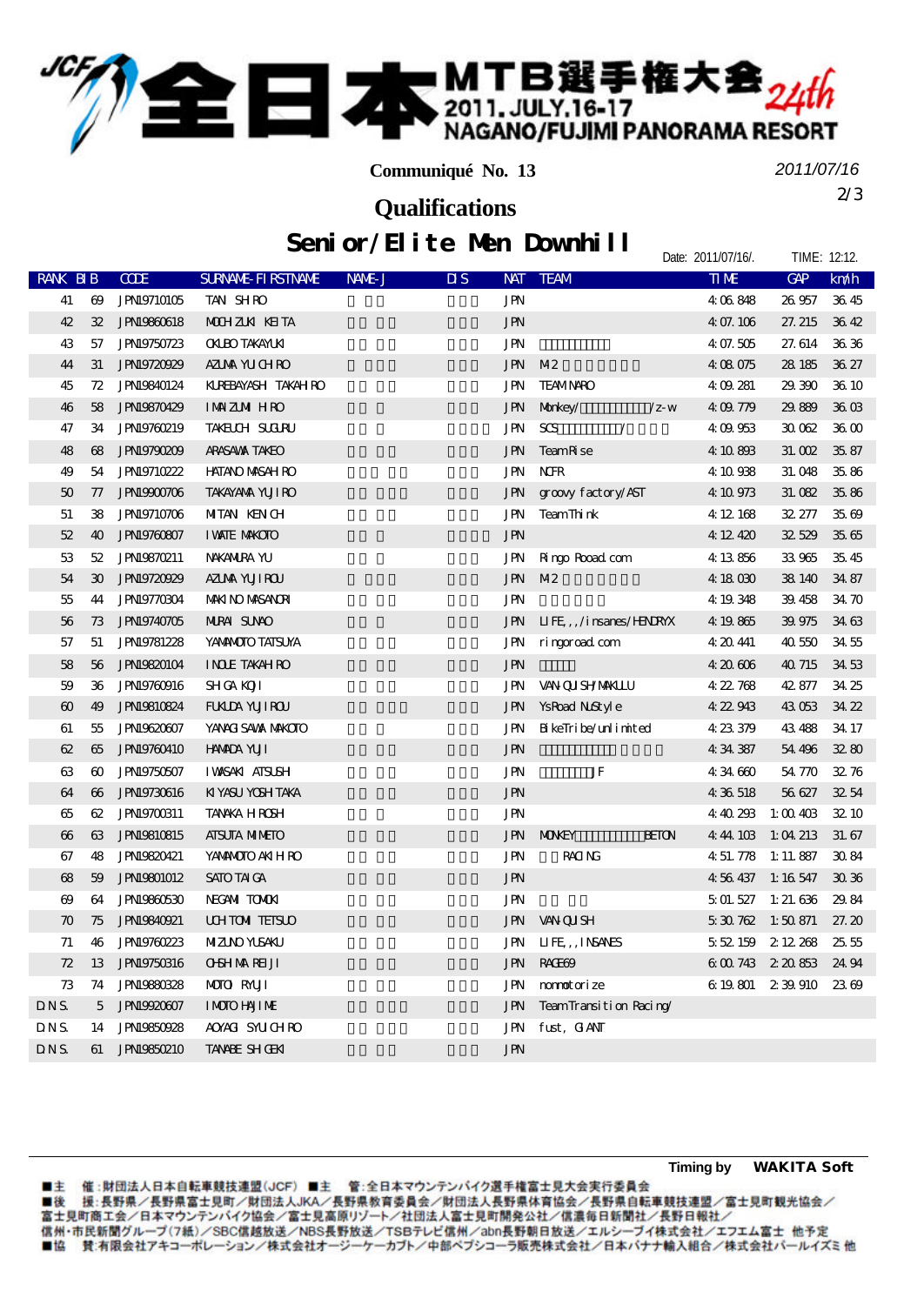# 全日本MTB選手権大会 24th

2011. JULY. 16-17
NAGANO/FUJIMI PANORAMA RESORT

**Communiqué No. 13**

*2011/07/16*

## Qualifications

## Senior/Elite Men Downhill

Date: 2011/07/16/. TIME: 12:12.

| RANK | BIB | CODE | SURNAME-FIRSTNAME | NAME-J | DIS | NAT | TEAM | TIME | GAP | km/h |
|---|---|---|---|---|---|---|---|---|---|---|
| 41 | 69 | JPN19710105 | TANI SHIRO | | | JPN | | 4:06.848 | 26.957 | 36.45 |
| 42 | 32 | JPN19860618 | MOCHIZUKI KEITA | | | JPN | | 4:07.106 | 27.215 | 36.42 |
| 43 | 57 | JPN19750723 | OKUBO TAKAYUKI | | | JPN | | 4:07.505 | 27.614 | 36.36 |
| 44 | 31 | JPN19720929 | AZUMA YUICHIRO | | | JPN | M2 | 4:08.075 | 28.185 | 36.27 |
| 45 | 72 | JPN19840124 | KUREBAYASHI TAKAHIRO | | | JPN | TEAM NARO | 4:09.281 | 29.390 | 36.10 |
| 46 | 58 | JPN19870429 | IMAIZUMI HIRO | | | JPN | Monkey/ /z-w | 4:09.779 | 29.889 | 36.03 |
| 47 | 34 | JPN19760219 | TAKEUCHI SUGURU | | | JPN | SCS / | 4:09.953 | 30.062 | 36.00 |
| 48 | 68 | JPN19790209 | ARASAWA TAKEO | | | JPN | TeamRise | 4:10.893 | 31.002 | 35.87 |
| 49 | 54 | JPN19710222 | HATANO MASAHIRO | | | JPN | NCFR | 4:10.938 | 31.048 | 35.86 |
| 50 | 77 | JPN19900706 | TAKAYAMA YUJIRO | | | JPN | groovy factory/AST | 4:10.973 | 31.082 | 35.86 |
| 51 | 38 | JPN19710706 | MITANI KENICHI | | | JPN | TeamThink | 4:12.168 | 32.277 | 35.69 |
| 52 | 40 | JPN19760807 | IWATE MAKOTO | | | JPN | | 4:12.420 | 32.529 | 35.65 |
| 53 | 52 | JPN19870211 | NAKAMURA YU | | | JPN | Ringo Rooad.com | 4:13.856 | 33.965 | 35.45 |
| 54 | 30 | JPN19720929 | AZUMA YUJIROU | | | JPN | M2 | 4:18.030 | 38.140 | 34.87 |
| 55 | 44 | JPN19770304 | MAKINO MASANORI | | | JPN | | 4:19.348 | 39.458 | 34.70 |
| 56 | 73 | JPN19740705 | MURAI SUNAO | | | JPN | LIFE,,,/insanes/HENDRYX | 4:19.865 | 39.975 | 34.63 |
| 57 | 51 | JPN19781228 | YAMAMOTO TATSUYA | | | JPN | ringoroad.com | 4:20.441 | 40.550 | 34.55 |
| 58 | 56 | JPN19820104 | INOUE TAKAHIRO | | | JPN | | 4:20.606 | 40.715 | 34.53 |
| 59 | 36 | JPN19760916 | SHIGA KOJI | | | JPN | VANQUISH/MAKULU | 4:22.768 | 42.877 | 34.25 |
| 60 | 49 | JPN19810824 | FUKUDA YUJIROU | | | JPN | YsRoad NUStyle | 4:22.943 | 43.053 | 34.22 |
| 61 | 55 | JPN19620607 | YANAGISAWA MAKOTO | | | JPN | BikeTribe/unlimited | 4:23.379 | 43.488 | 34.17 |
| 62 | 65 | JPN19760410 | HAMADA YUJI | | | JPN | | 4:34.387 | 54.496 | 32.80 |
| 63 | 60 | JPN19750507 | IWASAKI ATSUSHI | | | JPN | JF | 4:34.660 | 54.770 | 32.76 |
| 64 | 66 | JPN19730616 | KIYASU YOSHITAKA | | | JPN | | 4:36.518 | 56.627 | 32.54 |
| 65 | 62 | JPN19700311 | TANAKA HIROSHI | | | JPN | | 4:40.293 | 1:00.403 | 32.10 |
| 66 | 63 | JPN19810815 | ATSUTA MINETO | | | JPN | MONKEY BETON | 4:44.103 | 1:04.213 | 31.67 |
| 67 | 48 | JPN19820421 | YAMAMOTO AKIHIRO | | | JPN | RACING | 4:51.778 | 1:11.887 | 30.84 |
| 68 | 59 | JPN19801012 | SATO TAIGA | | | JPN | | 4:56.437 | 1:16.547 | 30.36 |
| 69 | 64 | JPN19860530 | NEGAMI TOMOKI | | | JPN | | 5:01.527 | 1:21.636 | 29.84 |
| 70 | 75 | JPN19840921 | UCHITOMI TETSUO | | | JPN | VANQUISH | 5:30.762 | 1:50.871 | 27.20 |
| 71 | 46 | JPN19760223 | MIZUNO YUSAKU | | | JPN | LIFE,,,INSANES | 5:52.159 | 2:12.268 | 25.55 |
| 72 | 13 | JPN19750316 | OHSHIMA REIJI | | | JPN | RACE69 | 6:00.743 | 2:20.853 | 24.94 |
| 73 | 74 | JPN19880328 | MOTO RYUJI | | | JPN | nomotorize | 6:19.801 | 2:39.910 | 23.69 |
| DNS | 5 | JPN19920607 | IMOTO HAJIME | | | JPN | TeamTransition Racing/ | | | |
| DNS | 14 | JPN19850928 | AOYAGI SYUICHIRO | | | JPN | fust, GIANT | | | |
| DNS | 61 | JPN19850210 | TANABE SHIGEKI | | | JPN | | | | |

Timing by WAKITA Soft

■主　催：財団法人日本自転車競技連盟（JCF）　■主　管：全日本マウンテンバイク選手権富士見大会実行委員会
■後　援：長野県／長野県富士見町／財団法人JKA／長野県教育委員会／財団法人長野県体育協会／長野県自転車競技連盟／富士見町観光協会／富士見町商工会／日本マウンテンバイク協会／富士見高原リゾート／社団法人富士見町開発公社／信濃毎日新聞社／長野日報社／信州・市民新聞グループ（7紙）／SBC信越放送／NBS長野放送／TSBテレビ信州／abn長野朝日放送／エルシーブイ株式会社／エフエム富士 他予定
■協　賛：有限会社アキコーポレーション／株式会社オージーケーカブト／中部ペプシコーラ販売株式会社／日本バナナ輸入組合／株式会社パールイズミ 他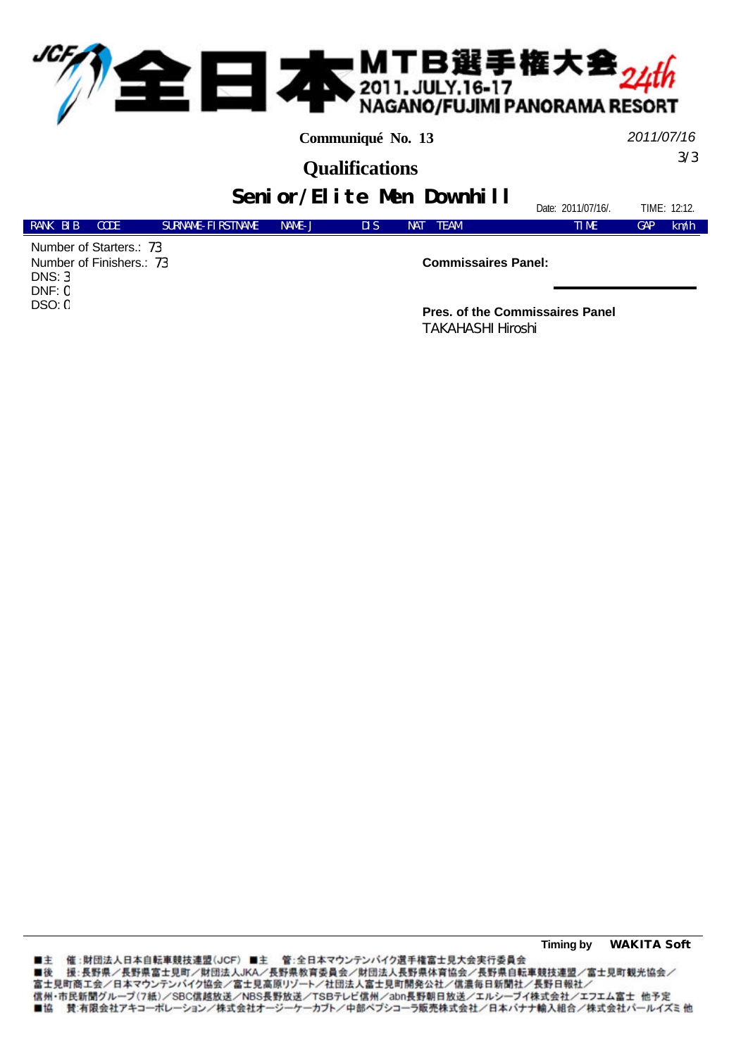全日本MTB選手権大会 24th
2011.JULY.16-17
NAGANO/FUJIMI PANORAMA RESORT

**Communiqué No. 13**

*2011/07/16*

## Qualifications

## Senior/Elite Men Downhill

Date: 2011/07/16/. TIME: 12:12.

| RANK | BIB | CODE | SURNAME-FIRSTNAME | NAME-J | DIS | NAT | TEAM | TIME | GAP | km/h |
|---|---|---|---|---|---|---|---|---|---|---|

Number of Starters.: 73
Number of Finishers.: 73
DNS: 3
DNF: 0
DSO: 0

**Commissaires Panel:**

**Pres. of the Commissaires Panel**
TAKAHASHI Hiroshi

**Timing by WAKITA Soft**

■主　催：財団法人日本自転車競技連盟（JCF）■主　管：全日本マウンテンバイク選手権富士見大会実行委員会
■後　援：長野県／長野県富士見町／財団法人JKA／長野県教育委員会／財団法人長野県体育協会／長野県自転車競技連盟／富士見町観光協会／富士見町商工会／日本マウンテンバイク協会／富士見高原リゾート／社団法人富士見町開発公社／信濃毎日新聞社／長野日報社／信州・市民新聞グループ（7紙）／SBC信越放送／NBS長野放送／TSBテレビ信州／abn長野朝日放送／エルシーブイ株式会社／エフエム富士 他予定
■協　賛：有限会社アキコーポレーション／株式会社オージーケーカブト／中部ペプシコーラ販売株式会社／日本バナナ輸入組合／株式会社パールイズミ 他